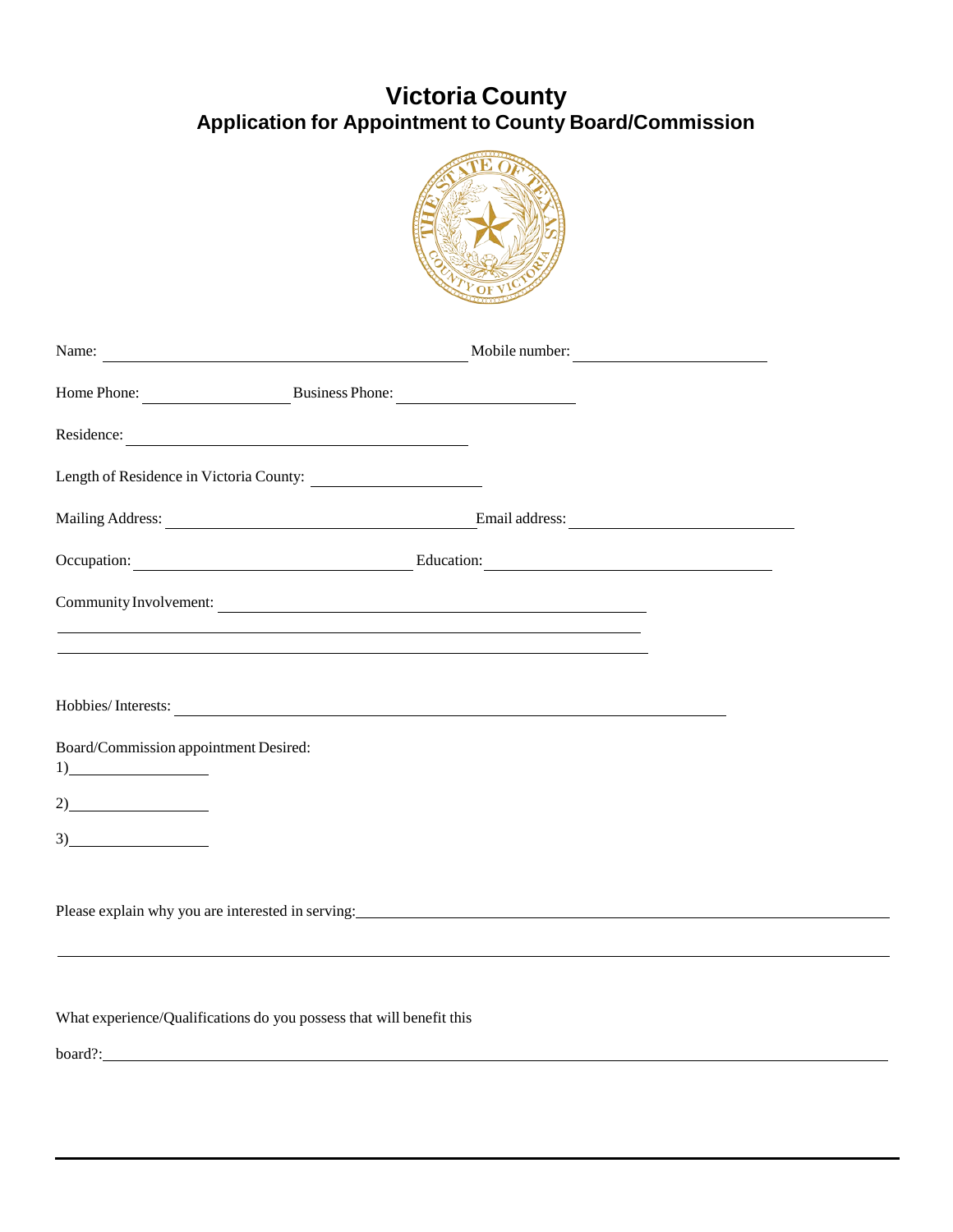# Victoria County

## Application for Appointment to County Board/Commission

Name: ______________________________ Mobile number: ____________________

Home Phone: ______________ Business Phone: ____________________

Residence: ______________________________

Length of Residence in Victoria County: ____________________

Mailing Address: ______________________________ Email address: ____________________

Occupation: ______________________________ Education: ______________________________

Community Involvement: ______________________________________________

________________________________________________________________

________________________________________________________________

Hobbies/ Interests: ____________________________________________________________

Board/Commission appointment Desired:

1)________________

2)________________

3)________________

Please explain why you are interested in serving:________________________________________________

________________________________________________________________________________

What experience/Qualifications do you possess that will benefit this

board?:________________________________________________________________________________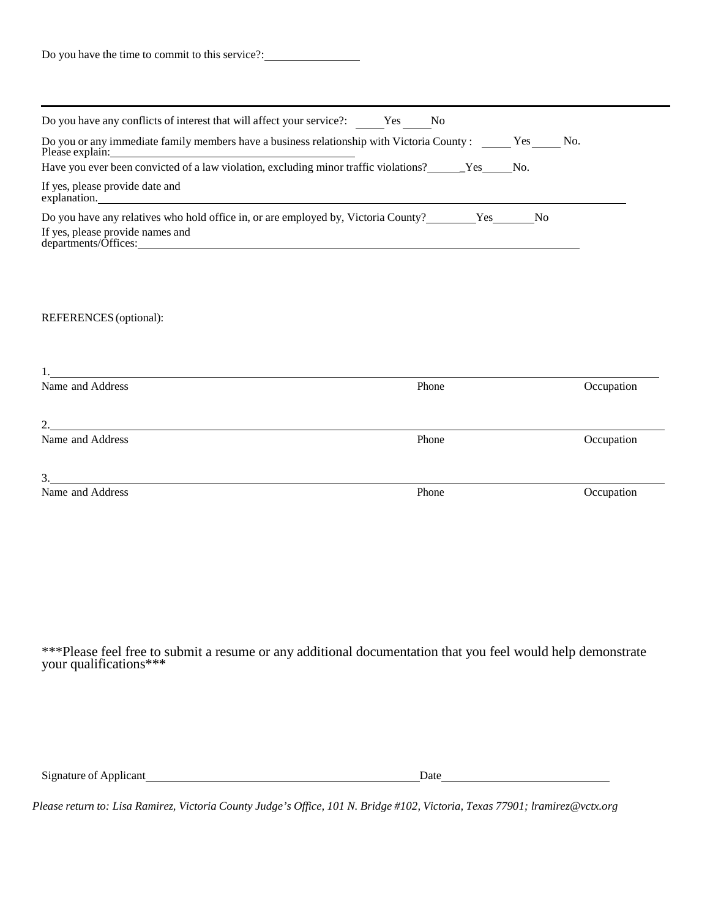Do you have the time to commit to this service?: ________________

---

Do you have any conflicts of interest that will affect your service?: _____ Yes _____ No

Do you or any immediate family members have a business relationship with Victoria County : _____ Yes _____ No.
Please explain: ______________________________________________

Have you ever been convicted of a law violation, excluding minor traffic violations? ______ Yes _____ No.

If yes, please provide date and explanation. ____________________________________________________________________________________________

Do you have any relatives who hold office in, or are employed by, Victoria County? ________ Yes _______ No

If yes, please provide names and departments/Offices: ____________________________________________________________________________

REFERENCES (optional):

1. ______________________________________________________________________________________________________________

Name and Address | Phone | Occupation

2. ______________________________________________________________________________________________________________

Name and Address | Phone | Occupation

3. ______________________________________________________________________________________________________________

Name and Address | Phone | Occupation

***Please feel free to submit a resume or any additional documentation that you feel would help demonstrate your qualifications***

Signature of Applicant ______________________________________________ Date ____________________________

*Please return to: Lisa Ramirez, Victoria County Judge's Office, 101 N. Bridge #102, Victoria, Texas 77901; lramirez@vctx.org*